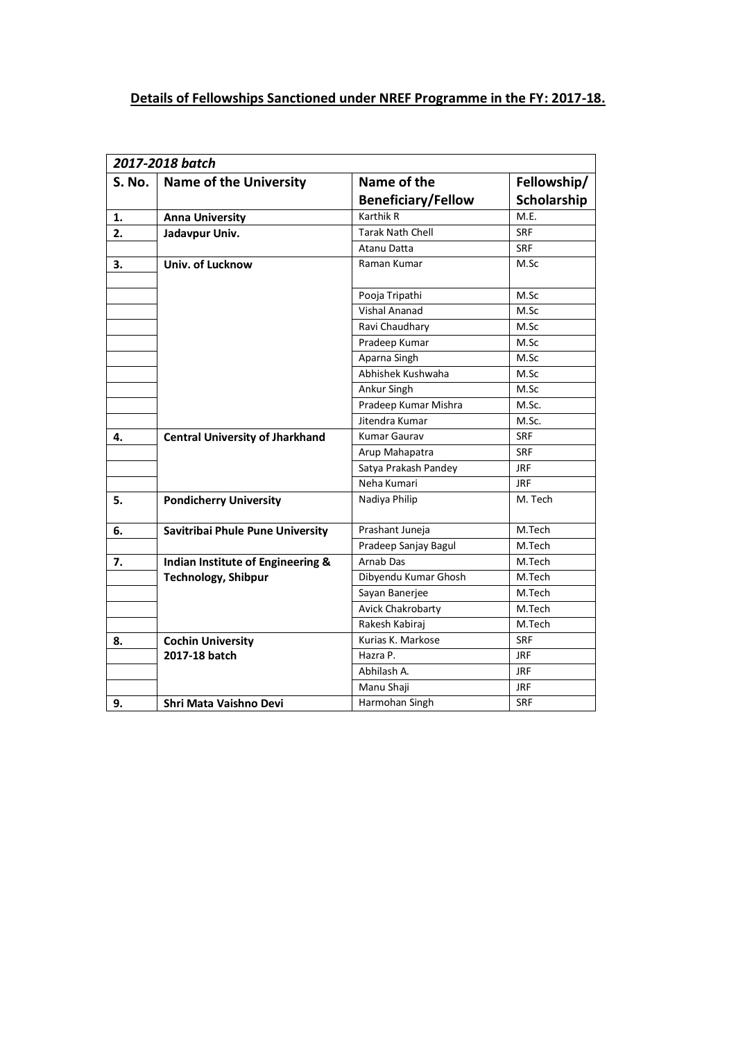# Details of Fellowships Sanctioned under NREF Programme in the FY: 2017-18.

| *2017-2018 batch* | | | |
|---|---|---|---|
| **S. No.** | **Name of the University** | **Name of the Beneficiary/Fellow** | **Fellowship/ Scholarship** |
| **1.** | **Anna University** | Karthik R | M.E. |
| **2.** | **Jadavpur Univ.** | Tarak Nath Chell | SRF |
| | | Atanu Datta | SRF |
| **3.** | **Univ. of Lucknow** | Raman Kumar | M.Sc |
| | | Pooja Tripathi | M.Sc |
| | | Vishal Ananad | M.Sc |
| | | Ravi Chaudhary | M.Sc |
| | | Pradeep Kumar | M.Sc |
| | | Aparna Singh | M.Sc |
| | | Abhishek Kushwaha | M.Sc |
| | | Ankur Singh | M.Sc |
| | | Pradeep Kumar Mishra | M.Sc. |
| | | Jitendra Kumar | M.Sc. |
| **4.** | **Central University of Jharkhand** | Kumar Gaurav | SRF |
| | | Arup Mahapatra | SRF |
| | | Satya Prakash Pandey | JRF |
| | | Neha Kumari | JRF |
| **5.** | **Pondicherry University** | Nadiya Philip | M. Tech |
| **6.** | **Savitribai Phule Pune University** | Prashant Juneja | M.Tech |
| | | Pradeep Sanjay Bagul | M.Tech |
| **7.** | **Indian Institute of Engineering & Technology, Shibpur** | Arnab Das | M.Tech |
| | | Dibyendu Kumar Ghosh | M.Tech |
| | | Sayan Banerjee | M.Tech |
| | | Avick Chakrobarty | M.Tech |
| | | Rakesh Kabiraj | M.Tech |
| **8.** | **Cochin University 2017-18 batch** | Kurias K. Markose | SRF |
| | | Hazra P. | JRF |
| | | Abhilash A. | JRF |
| | | Manu Shaji | JRF |
| **9.** | **Shri Mata Vaishno Devi** | Harmohan Singh | SRF |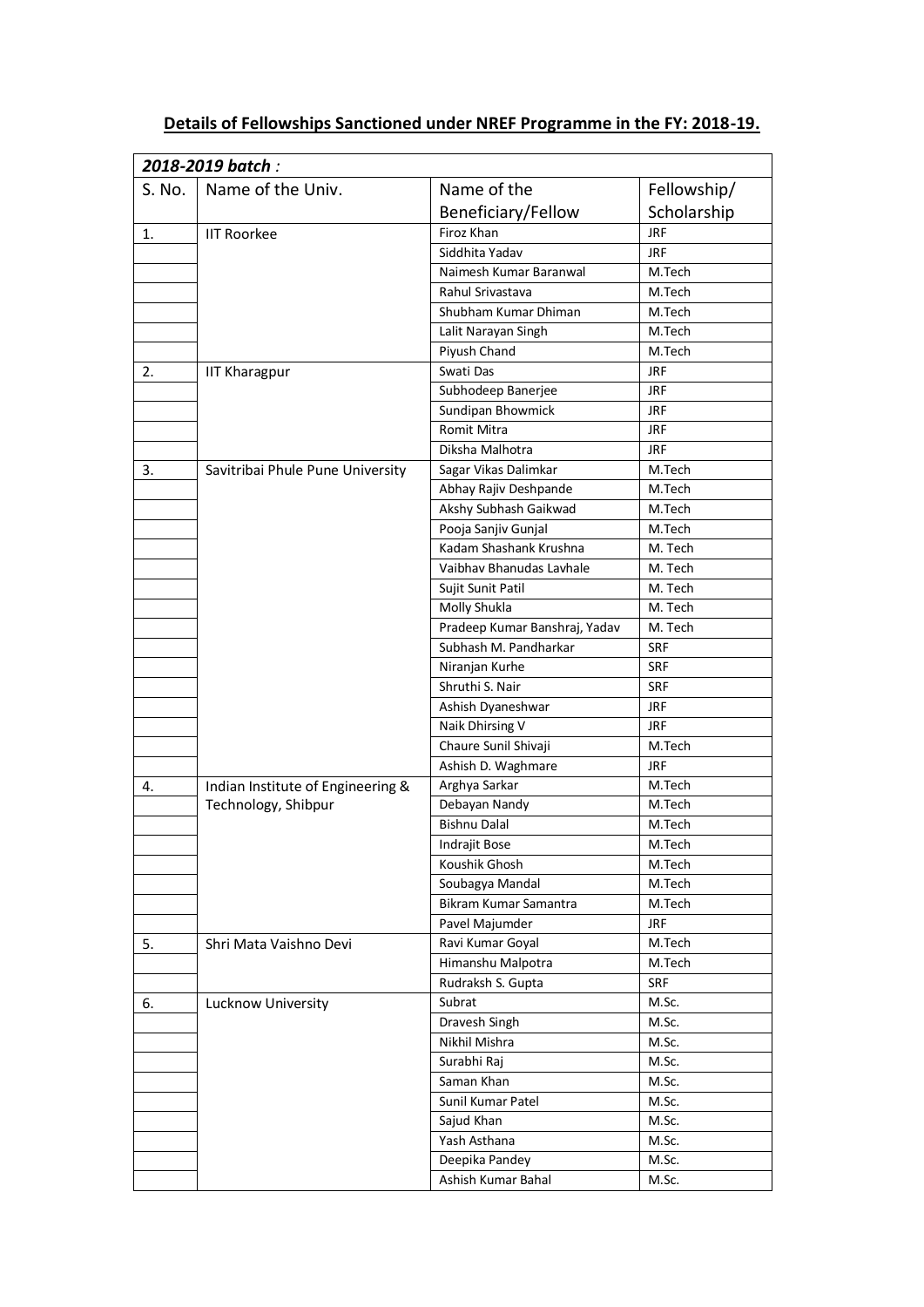## Details of Fellowships Sanctioned under NREF Programme in the FY: 2018-19.

| *2018-2019 batch :* | | | |
|---|---|---|---|
| S. No. | Name of the Univ. | Name of the Beneficiary/Fellow | Fellowship/ Scholarship |
| 1. | IIT Roorkee | Firoz Khan | JRF |
| | | Siddhita Yadav | JRF |
| | | Naimesh Kumar Baranwal | M.Tech |
| | | Rahul Srivastava | M.Tech |
| | | Shubham Kumar Dhiman | M.Tech |
| | | Lalit Narayan Singh | M.Tech |
| | | Piyush Chand | M.Tech |
| 2. | IIT Kharagpur | Swati Das | JRF |
| | | Subhodeep Banerjee | JRF |
| | | Sundipan Bhowmick | JRF |
| | | Romit Mitra | JRF |
| | | Diksha Malhotra | JRF |
| 3. | Savitribai Phule Pune University | Sagar Vikas Dalimkar | M.Tech |
| | | Abhay Rajiv Deshpande | M.Tech |
| | | Akshy Subhash Gaikwad | M.Tech |
| | | Pooja Sanjiv Gunjal | M.Tech |
| | | Kadam Shashank Krushna | M. Tech |
| | | Vaibhav Bhanudas Lavhale | M. Tech |
| | | Sujit Sunit Patil | M. Tech |
| | | Molly Shukla | M. Tech |
| | | Pradeep Kumar Banshraj, Yadav | M. Tech |
| | | Subhash M. Pandharkar | SRF |
| | | Niranjan Kurhe | SRF |
| | | Shruthi S. Nair | SRF |
| | | Ashish Dyaneshwar | JRF |
| | | Naik Dhirsing V | JRF |
| | | Chaure Sunil Shivaji | M.Tech |
| | | Ashish D. Waghmare | JRF |
| 4. | Indian Institute of Engineering & Technology, Shibpur | Arghya Sarkar | M.Tech |
| | | Debayan Nandy | M.Tech |
| | | Bishnu Dalal | M.Tech |
| | | Indrajit Bose | M.Tech |
| | | Koushik Ghosh | M.Tech |
| | | Soubagya Mandal | M.Tech |
| | | Bikram Kumar Samantra | M.Tech |
| | | Pavel Majumder | JRF |
| 5. | Shri Mata Vaishno Devi | Ravi Kumar Goyal | M.Tech |
| | | Himanshu Malpotra | M.Tech |
| | | Rudraksh S. Gupta | SRF |
| 6. | Lucknow University | Subrat | M.Sc. |
| | | Dravesh Singh | M.Sc. |
| | | Nikhil Mishra | M.Sc. |
| | | Surabhi Raj | M.Sc. |
| | | Saman Khan | M.Sc. |
| | | Sunil Kumar Patel | M.Sc. |
| | | Sajud Khan | M.Sc. |
| | | Yash Asthana | M.Sc. |
| | | Deepika Pandey | M.Sc. |
| | | Ashish Kumar Bahal | M.Sc. |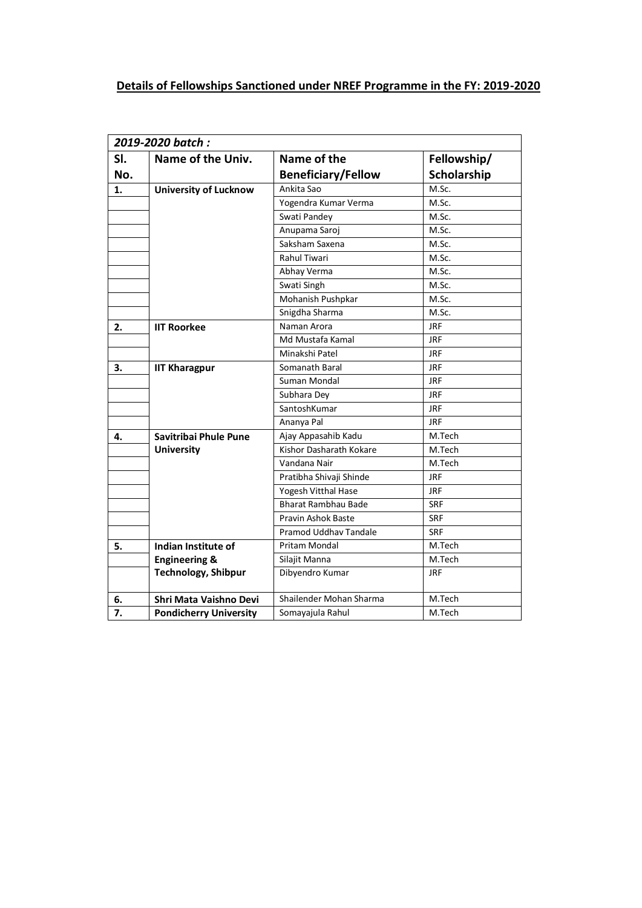## Details of Fellowships Sanctioned under NREF Programme in the FY: 2019-2020

| *2019-2020 batch :* | | | |
|---|---|---|---|
| **Sl. No.** | **Name of the Univ.** | **Name of the Beneficiary/Fellow** | **Fellowship/ Scholarship** |
| **1.** | **University of Lucknow** | Ankita Sao | M.Sc. |
| | | Yogendra Kumar Verma | M.Sc. |
| | | Swati Pandey | M.Sc. |
| | | Anupama Saroj | M.Sc. |
| | | Saksham Saxena | M.Sc. |
| | | Rahul Tiwari | M.Sc. |
| | | Abhay Verma | M.Sc. |
| | | Swati Singh | M.Sc. |
| | | Mohanish Pushpkar | M.Sc. |
| | | Snigdha Sharma | M.Sc. |
| **2.** | **IIT Roorkee** | Naman Arora | JRF |
| | | Md Mustafa Kamal | JRF |
| | | Minakshi Patel | JRF |
| **3.** | **IIT Kharagpur** | Somanath Baral | JRF |
| | | Suman Mondal | JRF |
| | | Subhara Dey | JRF |
| | | SantoshKumar | JRF |
| | | Ananya Pal | JRF |
| **4.** | **Savitribai Phule Pune University** | Ajay Appasahib Kadu | M.Tech |
| | | Kishor Dasharath Kokare | M.Tech |
| | | Vandana Nair | M.Tech |
| | | Pratibha Shivaji Shinde | JRF |
| | | Yogesh Vitthal Hase | JRF |
| | | Bharat Rambhau Bade | SRF |
| | | Pravin Ashok Baste | SRF |
| | | Pramod Uddhav Tandale | SRF |
| **5.** | **Indian Institute of Engineering & Technology, Shibpur** | Pritam Mondal | M.Tech |
| | | Silajit Manna | M.Tech |
| | | Dibyendro Kumar | JRF |
| **6.** | **Shri Mata Vaishno Devi** | Shailender Mohan Sharma | M.Tech |
| **7.** | **Pondicherry University** | Somayajula Rahul | M.Tech |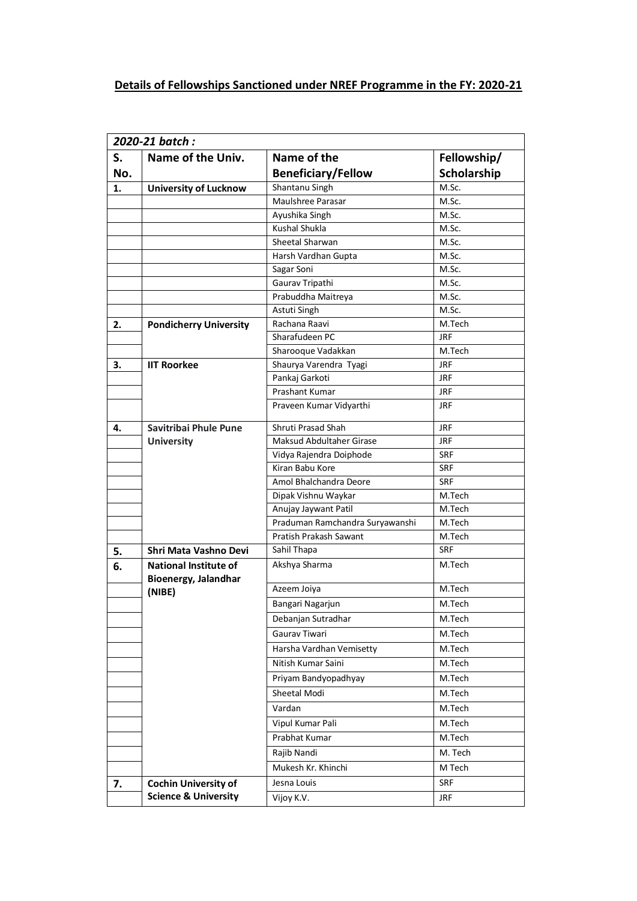## Details of Fellowships Sanctioned under NREF Programme in the FY: 2020-21

| *2020-21 batch :* | | | |
|---|---|---|---|
| **S. No.** | **Name of the Univ.** | **Name of the Beneficiary/Fellow** | **Fellowship/ Scholarship** |
| **1.** | **University of Lucknow** | Shantanu Singh | M.Sc. |
| | | Maulshree Parasar | M.Sc. |
| | | Ayushika Singh | M.Sc. |
| | | Kushal Shukla | M.Sc. |
| | | Sheetal Sharwan | M.Sc. |
| | | Harsh Vardhan Gupta | M.Sc. |
| | | Sagar Soni | M.Sc. |
| | | Gaurav Tripathi | M.Sc. |
| | | Prabuddha Maitreya | M.Sc. |
| | | Astuti Singh | M.Sc. |
| **2.** | **Pondicherry University** | Rachana Raavi | M.Tech |
| | | Sharafudeen PC | JRF |
| | | Sharooque Vadakkan | M.Tech |
| **3.** | **IIT Roorkee** | Shaurya Varendra Tyagi | JRF |
| | | Pankaj Garkoti | JRF |
| | | Prashant Kumar | JRF |
| | | Praveen Kumar Vidyarthi | JRF |
| **4.** | **Savitribai Phule Pune University** | Shruti Prasad Shah | JRF |
| | | Maksud Abdultaher Girase | JRF |
| | | Vidya Rajendra Doiphode | SRF |
| | | Kiran Babu Kore | SRF |
| | | Amol Bhalchandra Deore | SRF |
| | | Dipak Vishnu Waykar | M.Tech |
| | | Anujay Jaywant Patil | M.Tech |
| | | Praduman Ramchandra Suryawanshi | M.Tech |
| | | Pratish Prakash Sawant | M.Tech |
| **5.** | **Shri Mata Vashno Devi** | Sahil Thapa | SRF |
| **6.** | **National Institute of Bioenergy, Jalandhar (NIBE)** | Akshya Sharma | M.Tech |
| | | Azeem Joiya | M.Tech |
| | | Bangari Nagarjun | M.Tech |
| | | Debanjan Sutradhar | M.Tech |
| | | Gaurav Tiwari | M.Tech |
| | | Harsha Vardhan Vemisetty | M.Tech |
| | | Nitish Kumar Saini | M.Tech |
| | | Priyam Bandyopadhyay | M.Tech |
| | | Sheetal Modi | M.Tech |
| | | Vardan | M.Tech |
| | | Vipul Kumar Pali | M.Tech |
| | | Prabhat Kumar | M.Tech |
| | | Rajib Nandi | M. Tech |
| | | Mukesh Kr. Khinchi | M Tech |
| **7.** | **Cochin University of Science & University** | Jesna Louis | SRF |
| | | Vijoy K.V. | JRF |